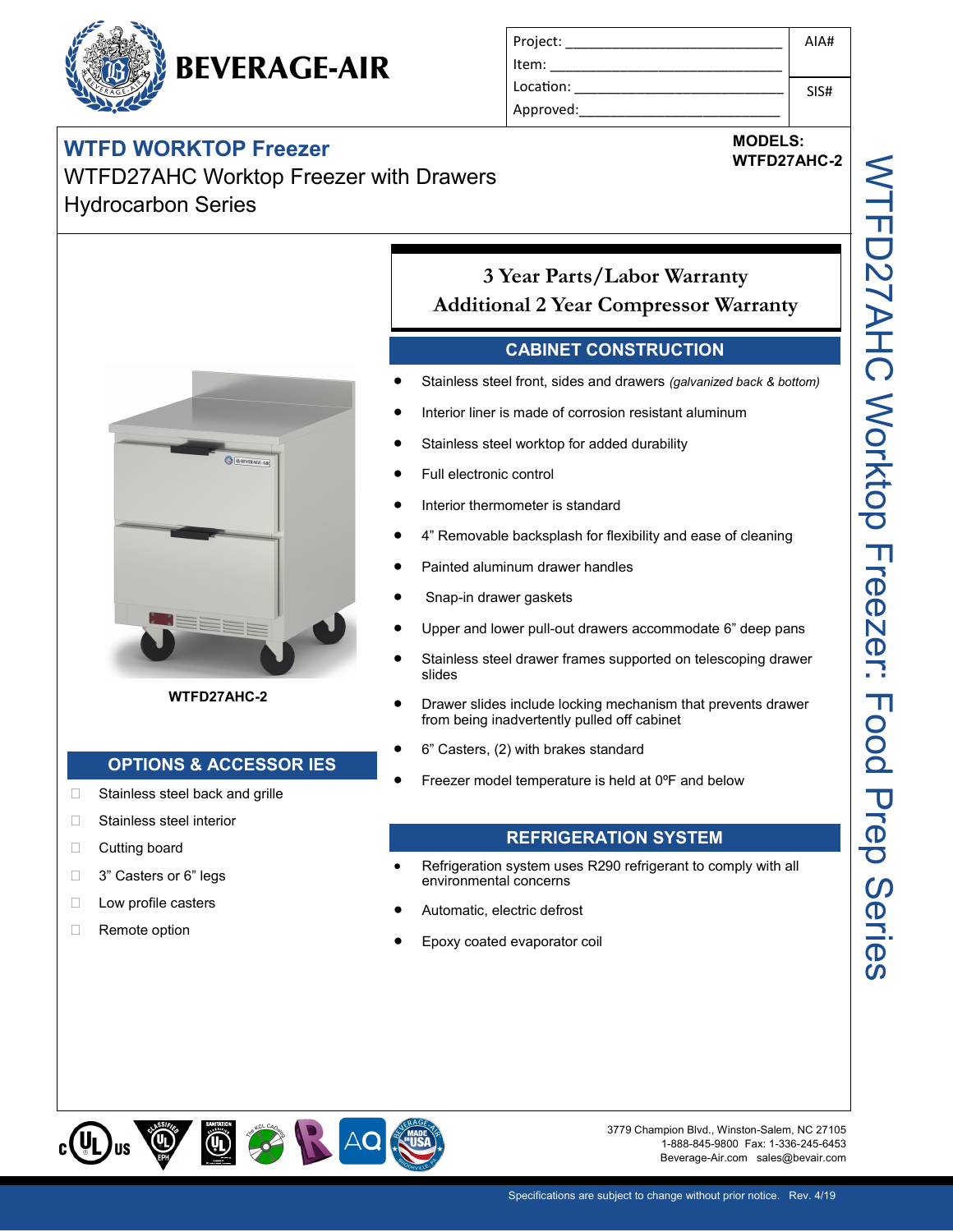# BEVERAGE-AIR

| Project: | AIA# |
| --- | --- |
| Item: | |
| Location: | SIS# |
| Approved: | |

## WTFD WORKTOP Freezer

WTFD27AHC Worktop Freezer with Drawers
Hydrocarbon Series

**MODELS:**
**WTFD27AHC-2**

WTFD27AHC Worktop Freezer: Food Prep Series

**3 Year Parts/Labor Warranty**
**Additional 2 Year Compressor Warranty**

WTFD27AHC-2

## CABINET CONSTRUCTION

- Stainless steel front, sides and drawers *(galvanized back & bottom)*
- Interior liner is made of corrosion resistant aluminum
- Stainless steel worktop for added durability
- Full electronic control
- Interior thermometer is standard
- 4” Removable backsplash for flexibility and ease of cleaning
- Painted aluminum drawer handles
- Snap-in drawer gaskets
- Upper and lower pull-out drawers accommodate 6” deep pans
- Stainless steel drawer frames supported on telescoping drawer slides
- Drawer slides include locking mechanism that prevents drawer from being inadvertently pulled off cabinet
- 6” Casters, (2) with brakes standard
- Freezer model temperature is held at 0ºF and below

## OPTIONS & ACCESSOR IES

- ☐ Stainless steel back and grille
- ☐ Stainless steel interior
- ☐ Cutting board
- ☐ 3” Casters or 6” legs
- ☐ Low profile casters
- ☐ Remote option

## REFRIGERATION SYSTEM

- Refrigeration system uses R290 refrigerant to comply with all environmental concerns
- Automatic, electric defrost
- Epoxy coated evaporator coil

3779 Champion Blvd., Winston-Salem, NC 27105
1-888-845-9800 Fax: 1-336-245-6453
Beverage-Air.com sales@bevair.com

Specifications are subject to change without prior notice. Rev. 4/19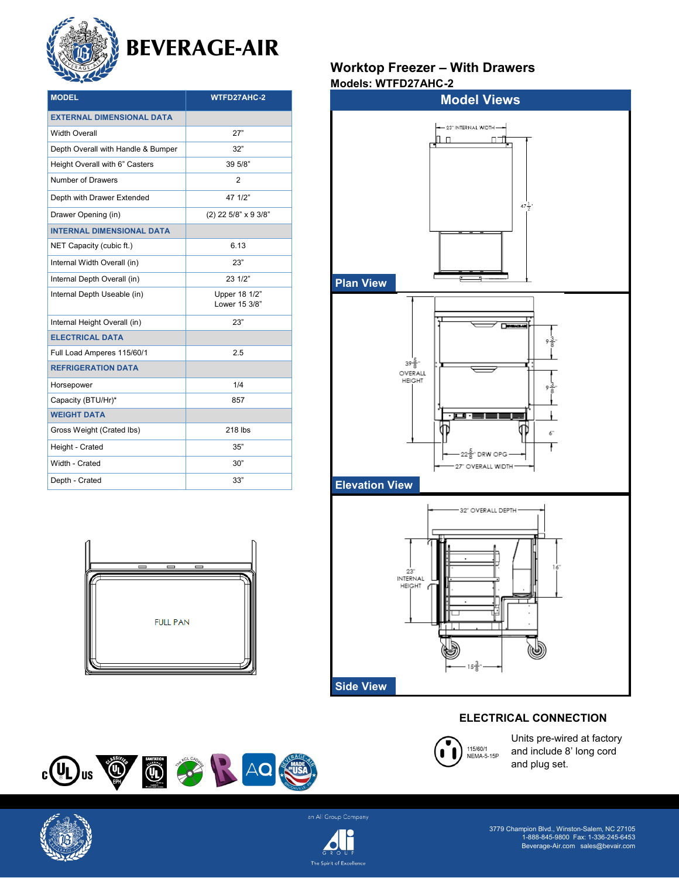# BEVERAGE-AIR

## Worktop Freezer – With Drawers

**Models: WTFD27AHC-2**

| MODEL | WTFD27AHC-2 |
|---|---|
| **EXTERNAL DIMENSIONAL DATA** | |
| Width Overall | 27" |
| Depth Overall with Handle & Bumper | 32" |
| Height Overall with 6" Casters | 39 5/8" |
| Number of Drawers | 2 |
| Depth with Drawer Extended | 47 1/2" |
| Drawer Opening (in) | (2) 22 5/8" x 9 3/8" |
| **INTERNAL DIMENSIONAL DATA** | |
| NET Capacity (cubic ft.) | 6.13 |
| Internal Width Overall (in) | 23" |
| Internal Depth Overall (in) | 23 1/2" |
| Internal Depth Useable (in) | Upper 18 1/2" Lower 15 3/8" |
| Internal Height Overall (in) | 23" |
| **ELECTRICAL DATA** | |
| Full Load Amperes 115/60/1 | 2.5 |
| **REFRIGERATION DATA** | |
| Horsepower | 1/4 |
| Capacity (BTU/Hr)* | 857 |
| **WEIGHT DATA** | |
| Gross Weight (Crated lbs) | 218 lbs |
| Height - Crated | 35" |
| Width - Crated | 30" |
| Depth - Crated | 33" |

FULL PAN

## Model Views

### Plan View

23" INTERNAL WIDTH

47 1/2"

### Elevation View

39 5/8" OVERALL HEIGHT

9 3/8"

9 3/8"

6"

22 5/8" DRW OPG

27" OVERALL WIDTH

### Side View

32" OVERALL DEPTH

23" INTERNAL HEIGHT

16"

15 3/8"

## ELECTRICAL CONNECTION

115/60/1
NEMA-5-15P

Units pre-wired at factory and include 8' long cord and plug set.

an Ali Group Company

The Spirit of Excellence

3779 Champion Blvd., Winston-Salem, NC 27105
1-888-845-9800 Fax: 1-336-245-6453
Beverage-Air.com sales@bevair.com